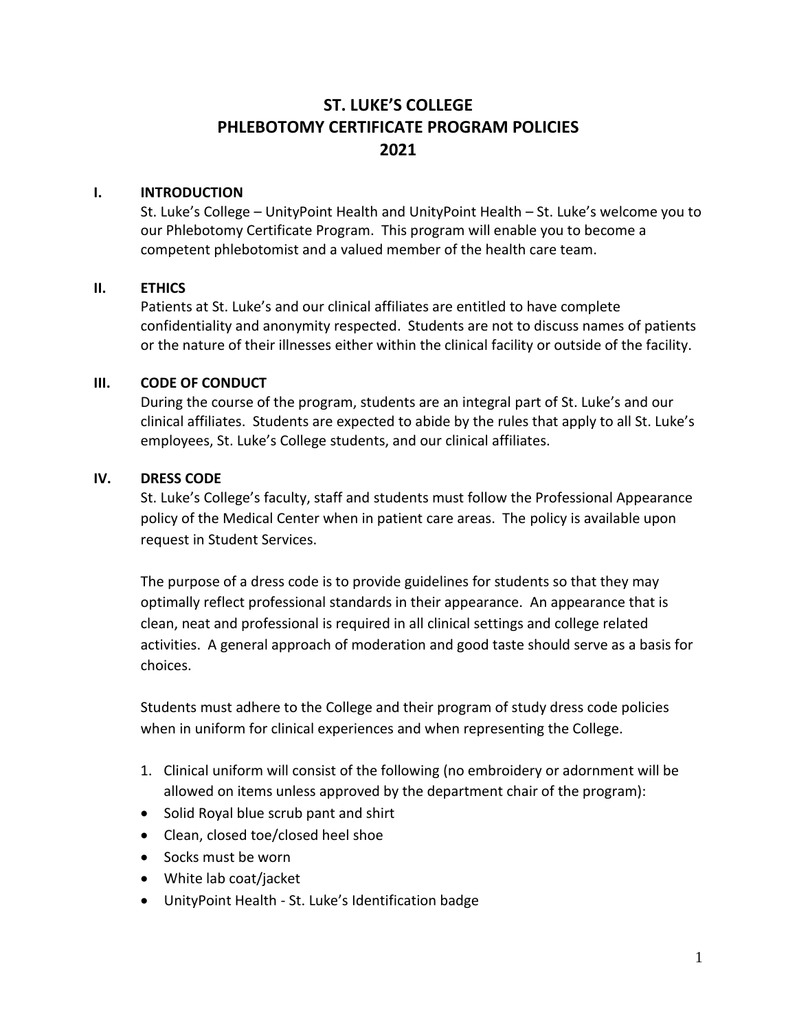# ST. LUKE'S COLLEGE
# PHLEBOTOMY CERTIFICATE PROGRAM POLICIES
# 2021

## I. INTRODUCTION

St. Luke's College – UnityPoint Health and UnityPoint Health – St. Luke's welcome you to our Phlebotomy Certificate Program. This program will enable you to become a competent phlebotomist and a valued member of the health care team.

## II. ETHICS

Patients at St. Luke's and our clinical affiliates are entitled to have complete confidentiality and anonymity respected. Students are not to discuss names of patients or the nature of their illnesses either within the clinical facility or outside of the facility.

## III. CODE OF CONDUCT

During the course of the program, students are an integral part of St. Luke's and our clinical affiliates. Students are expected to abide by the rules that apply to all St. Luke's employees, St. Luke's College students, and our clinical affiliates.

## IV. DRESS CODE

St. Luke's College's faculty, staff and students must follow the Professional Appearance policy of the Medical Center when in patient care areas. The policy is available upon request in Student Services.

The purpose of a dress code is to provide guidelines for students so that they may optimally reflect professional standards in their appearance. An appearance that is clean, neat and professional is required in all clinical settings and college related activities. A general approach of moderation and good taste should serve as a basis for choices.

Students must adhere to the College and their program of study dress code policies when in uniform for clinical experiences and when representing the College.

1. Clinical uniform will consist of the following (no embroidery or adornment will be allowed on items unless approved by the department chair of the program):

- Solid Royal blue scrub pant and shirt
- Clean, closed toe/closed heel shoe
- Socks must be worn
- White lab coat/jacket
- UnityPoint Health - St. Luke's Identification badge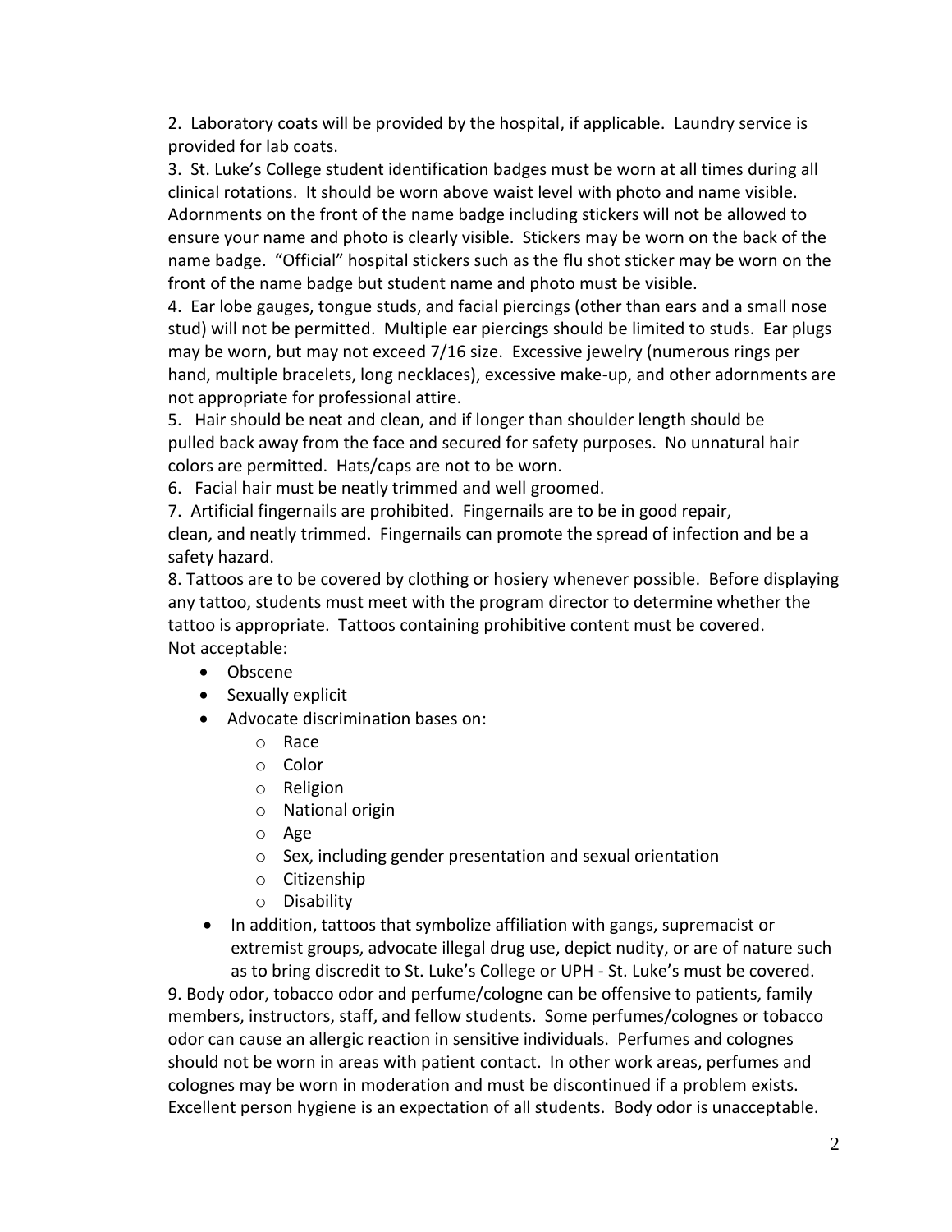2. Laboratory coats will be provided by the hospital, if applicable. Laundry service is provided for lab coats.

3. St. Luke's College student identification badges must be worn at all times during all clinical rotations. It should be worn above waist level with photo and name visible. Adornments on the front of the name badge including stickers will not be allowed to ensure your name and photo is clearly visible. Stickers may be worn on the back of the name badge. "Official" hospital stickers such as the flu shot sticker may be worn on the front of the name badge but student name and photo must be visible.

4. Ear lobe gauges, tongue studs, and facial piercings (other than ears and a small nose stud) will not be permitted. Multiple ear piercings should be limited to studs. Ear plugs may be worn, but may not exceed 7/16 size. Excessive jewelry (numerous rings per hand, multiple bracelets, long necklaces), excessive make-up, and other adornments are not appropriate for professional attire.

5. Hair should be neat and clean, and if longer than shoulder length should be pulled back away from the face and secured for safety purposes. No unnatural hair colors are permitted. Hats/caps are not to be worn.

6. Facial hair must be neatly trimmed and well groomed.

7. Artificial fingernails are prohibited. Fingernails are to be in good repair, clean, and neatly trimmed. Fingernails can promote the spread of infection and be a safety hazard.

8. Tattoos are to be covered by clothing or hosiery whenever possible. Before displaying any tattoo, students must meet with the program director to determine whether the tattoo is appropriate. Tattoos containing prohibitive content must be covered.
Not acceptable:

- Obscene
- Sexually explicit
- Advocate discrimination bases on:
    - Race
    - Color
    - Religion
    - National origin
    - Age
    - Sex, including gender presentation and sexual orientation
    - Citizenship
    - Disability
- In addition, tattoos that symbolize affiliation with gangs, supremacist or extremist groups, advocate illegal drug use, depict nudity, or are of nature such as to bring discredit to St. Luke's College or UPH - St. Luke's must be covered.

9. Body odor, tobacco odor and perfume/cologne can be offensive to patients, family members, instructors, staff, and fellow students. Some perfumes/colognes or tobacco odor can cause an allergic reaction in sensitive individuals. Perfumes and colognes should not be worn in areas with patient contact. In other work areas, perfumes and colognes may be worn in moderation and must be discontinued if a problem exists. Excellent person hygiene is an expectation of all students. Body odor is unacceptable.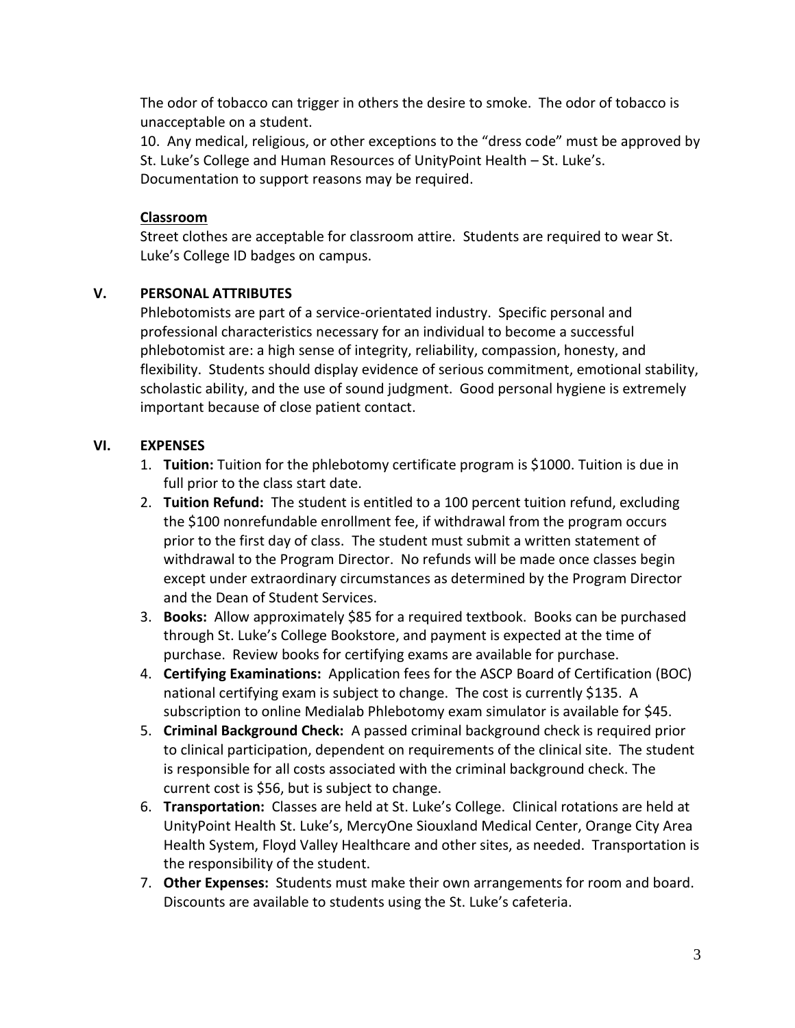The odor of tobacco can trigger in others the desire to smoke. The odor of tobacco is unacceptable on a student.

10. Any medical, religious, or other exceptions to the "dress code" must be approved by St. Luke's College and Human Resources of UnityPoint Health – St. Luke's. Documentation to support reasons may be required.

**<u>Classroom</u>**

Street clothes are acceptable for classroom attire. Students are required to wear St. Luke's College ID badges on campus.

## V. PERSONAL ATTRIBUTES

Phlebotomists are part of a service-orientated industry. Specific personal and professional characteristics necessary for an individual to become a successful phlebotomist are: a high sense of integrity, reliability, compassion, honesty, and flexibility. Students should display evidence of serious commitment, emotional stability, scholastic ability, and the use of sound judgment. Good personal hygiene is extremely important because of close patient contact.

## VI. EXPENSES

1. **Tuition:** Tuition for the phlebotomy certificate program is $1000. Tuition is due in full prior to the class start date.
2. **Tuition Refund:** The student is entitled to a 100 percent tuition refund, excluding the $100 nonrefundable enrollment fee, if withdrawal from the program occurs prior to the first day of class. The student must submit a written statement of withdrawal to the Program Director. No refunds will be made once classes begin except under extraordinary circumstances as determined by the Program Director and the Dean of Student Services.
3. **Books:** Allow approximately $85 for a required textbook. Books can be purchased through St. Luke's College Bookstore, and payment is expected at the time of purchase. Review books for certifying exams are available for purchase.
4. **Certifying Examinations:** Application fees for the ASCP Board of Certification (BOC) national certifying exam is subject to change. The cost is currently $135. A subscription to online Medialab Phlebotomy exam simulator is available for $45.
5. **Criminal Background Check:** A passed criminal background check is required prior to clinical participation, dependent on requirements of the clinical site. The student is responsible for all costs associated with the criminal background check. The current cost is $56, but is subject to change.
6. **Transportation:** Classes are held at St. Luke's College. Clinical rotations are held at UnityPoint Health St. Luke's, MercyOne Siouxland Medical Center, Orange City Area Health System, Floyd Valley Healthcare and other sites, as needed. Transportation is the responsibility of the student.
7. **Other Expenses:** Students must make their own arrangements for room and board. Discounts are available to students using the St. Luke's cafeteria.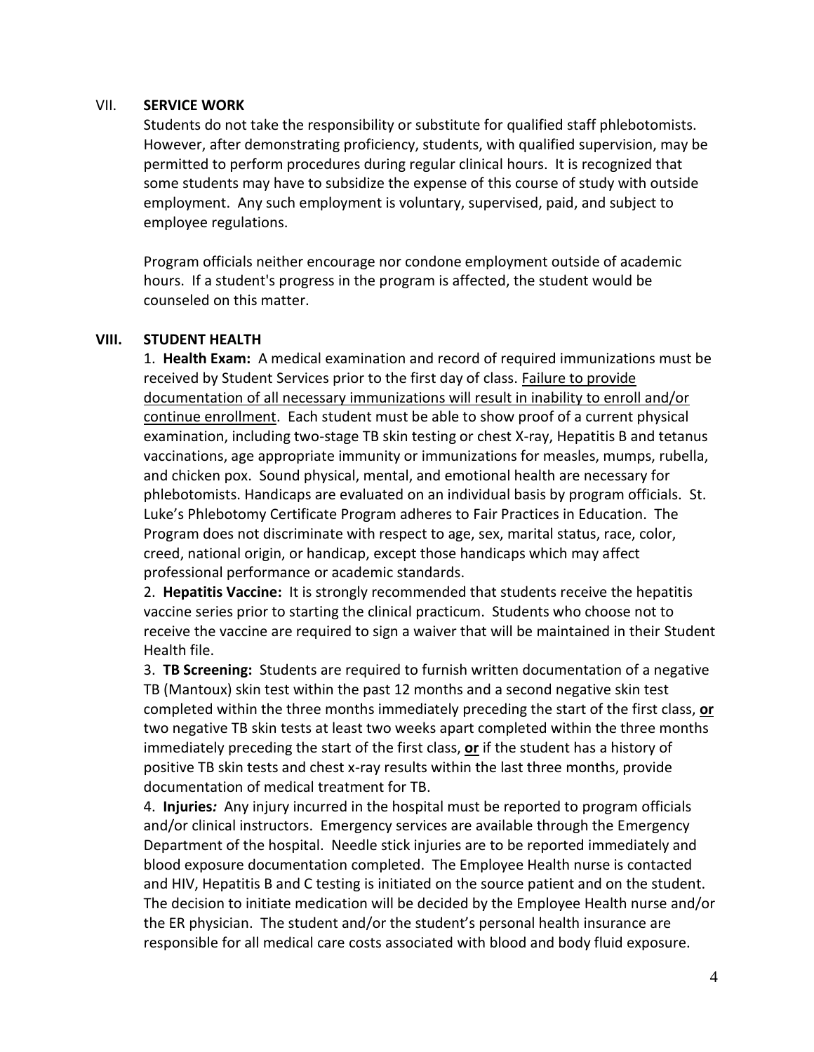## VII. SERVICE WORK

Students do not take the responsibility or substitute for qualified staff phlebotomists. However, after demonstrating proficiency, students, with qualified supervision, may be permitted to perform procedures during regular clinical hours. It is recognized that some students may have to subsidize the expense of this course of study with outside employment. Any such employment is voluntary, supervised, paid, and subject to employee regulations.

Program officials neither encourage nor condone employment outside of academic hours. If a student's progress in the program is affected, the student would be counseled on this matter.

## VIII. STUDENT HEALTH

1. **Health Exam:** A medical examination and record of required immunizations must be received by Student Services prior to the first day of class. Failure to provide documentation of all necessary immunizations will result in inability to enroll and/or continue enrollment. Each student must be able to show proof of a current physical examination, including two-stage TB skin testing or chest X-ray, Hepatitis B and tetanus vaccinations, age appropriate immunity or immunizations for measles, mumps, rubella, and chicken pox. Sound physical, mental, and emotional health are necessary for phlebotomists. Handicaps are evaluated on an individual basis by program officials. St. Luke's Phlebotomy Certificate Program adheres to Fair Practices in Education. The Program does not discriminate with respect to age, sex, marital status, race, color, creed, national origin, or handicap, except those handicaps which may affect professional performance or academic standards.

2. **Hepatitis Vaccine:** It is strongly recommended that students receive the hepatitis vaccine series prior to starting the clinical practicum. Students who choose not to receive the vaccine are required to sign a waiver that will be maintained in their Student Health file.

3. **TB Screening:** Students are required to furnish written documentation of a negative TB (Mantoux) skin test within the past 12 months and a second negative skin test completed within the three months immediately preceding the start of the first class, **or** two negative TB skin tests at least two weeks apart completed within the three months immediately preceding the start of the first class, **or** if the student has a history of positive TB skin tests and chest x-ray results within the last three months, provide documentation of medical treatment for TB.

4. **Injuries:** Any injury incurred in the hospital must be reported to program officials and/or clinical instructors. Emergency services are available through the Emergency Department of the hospital. Needle stick injuries are to be reported immediately and blood exposure documentation completed. The Employee Health nurse is contacted and HIV, Hepatitis B and C testing is initiated on the source patient and on the student. The decision to initiate medication will be decided by the Employee Health nurse and/or the ER physician. The student and/or the student's personal health insurance are responsible for all medical care costs associated with blood and body fluid exposure.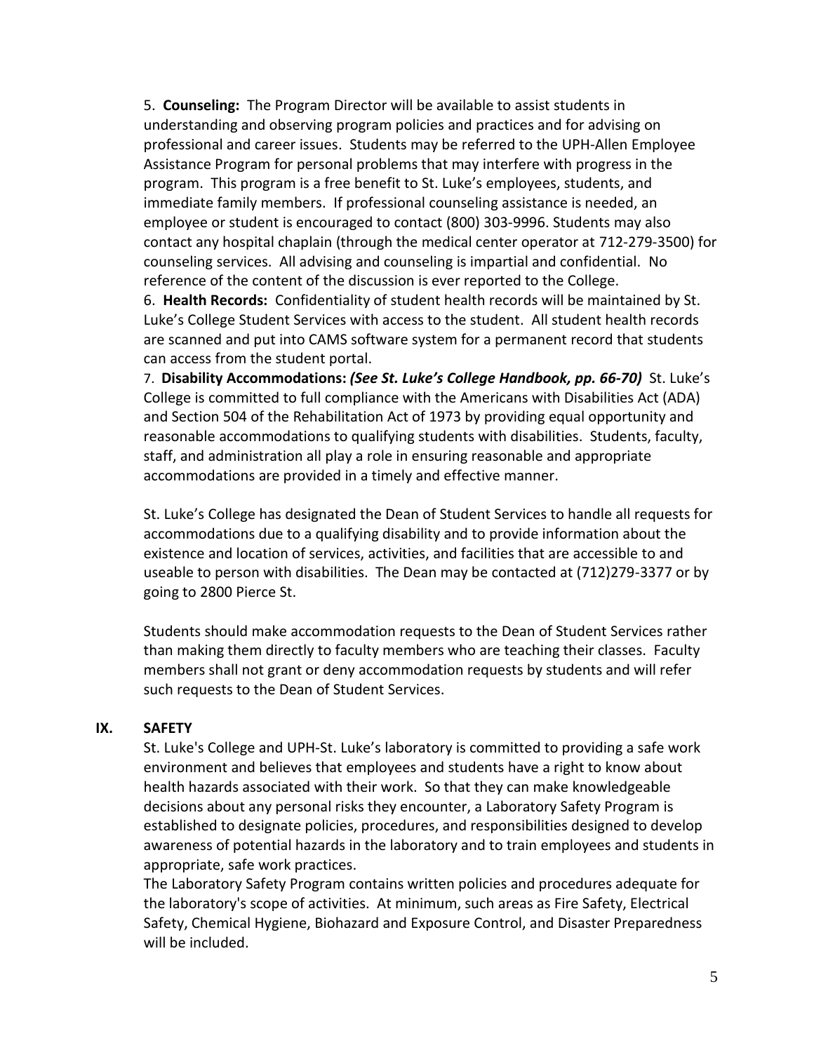5. **Counseling:** The Program Director will be available to assist students in understanding and observing program policies and practices and for advising on professional and career issues. Students may be referred to the UPH-Allen Employee Assistance Program for personal problems that may interfere with progress in the program. This program is a free benefit to St. Luke's employees, students, and immediate family members. If professional counseling assistance is needed, an employee or student is encouraged to contact (800) 303-9996. Students may also contact any hospital chaplain (through the medical center operator at 712-279-3500) for counseling services. All advising and counseling is impartial and confidential. No reference of the content of the discussion is ever reported to the College.

6. **Health Records:** Confidentiality of student health records will be maintained by St. Luke's College Student Services with access to the student. All student health records are scanned and put into CAMS software system for a permanent record that students can access from the student portal.

7. **Disability Accommodations:** ***(See St. Luke's College Handbook, pp. 66-70)*** St. Luke's College is committed to full compliance with the Americans with Disabilities Act (ADA) and Section 504 of the Rehabilitation Act of 1973 by providing equal opportunity and reasonable accommodations to qualifying students with disabilities. Students, faculty, staff, and administration all play a role in ensuring reasonable and appropriate accommodations are provided in a timely and effective manner.

St. Luke's College has designated the Dean of Student Services to handle all requests for accommodations due to a qualifying disability and to provide information about the existence and location of services, activities, and facilities that are accessible to and useable to person with disabilities. The Dean may be contacted at (712)279-3377 or by going to 2800 Pierce St.

Students should make accommodation requests to the Dean of Student Services rather than making them directly to faculty members who are teaching their classes. Faculty members shall not grant or deny accommodation requests by students and will refer such requests to the Dean of Student Services.

## IX. SAFETY

St. Luke's College and UPH-St. Luke's laboratory is committed to providing a safe work environment and believes that employees and students have a right to know about health hazards associated with their work. So that they can make knowledgeable decisions about any personal risks they encounter, a Laboratory Safety Program is established to designate policies, procedures, and responsibilities designed to develop awareness of potential hazards in the laboratory and to train employees and students in appropriate, safe work practices.

The Laboratory Safety Program contains written policies and procedures adequate for the laboratory's scope of activities. At minimum, such areas as Fire Safety, Electrical Safety, Chemical Hygiene, Biohazard and Exposure Control, and Disaster Preparedness will be included.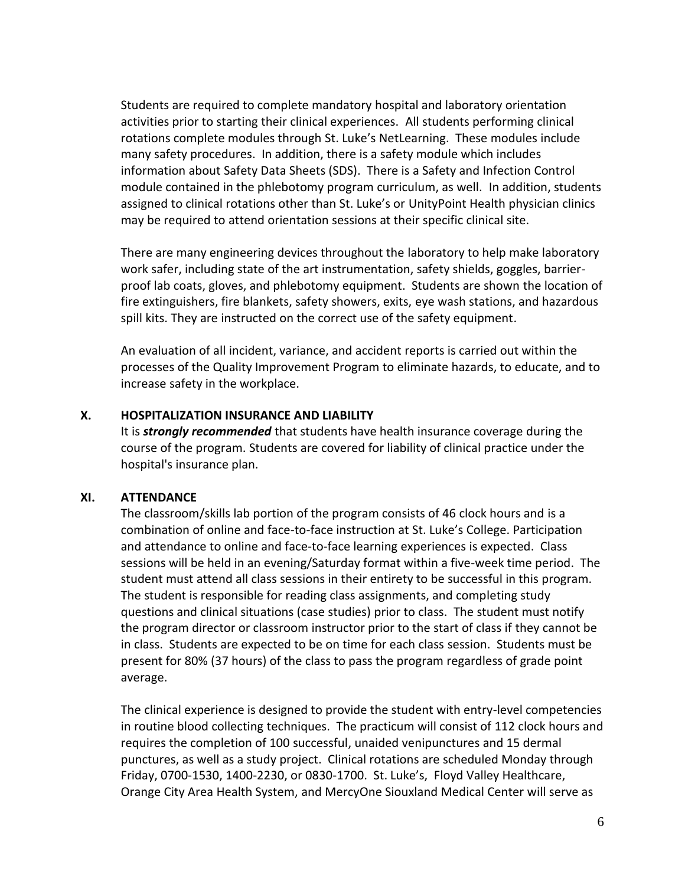Students are required to complete mandatory hospital and laboratory orientation activities prior to starting their clinical experiences. All students performing clinical rotations complete modules through St. Luke's NetLearning. These modules include many safety procedures. In addition, there is a safety module which includes information about Safety Data Sheets (SDS). There is a Safety and Infection Control module contained in the phlebotomy program curriculum, as well. In addition, students assigned to clinical rotations other than St. Luke's or UnityPoint Health physician clinics may be required to attend orientation sessions at their specific clinical site.

There are many engineering devices throughout the laboratory to help make laboratory work safer, including state of the art instrumentation, safety shields, goggles, barrier-proof lab coats, gloves, and phlebotomy equipment. Students are shown the location of fire extinguishers, fire blankets, safety showers, exits, eye wash stations, and hazardous spill kits. They are instructed on the correct use of the safety equipment.

An evaluation of all incident, variance, and accident reports is carried out within the processes of the Quality Improvement Program to eliminate hazards, to educate, and to increase safety in the workplace.

## X. HOSPITALIZATION INSURANCE AND LIABILITY

It is ***strongly recommended*** that students have health insurance coverage during the course of the program. Students are covered for liability of clinical practice under the hospital's insurance plan.

## XI. ATTENDANCE

The classroom/skills lab portion of the program consists of 46 clock hours and is a combination of online and face-to-face instruction at St. Luke's College. Participation and attendance to online and face-to-face learning experiences is expected. Class sessions will be held in an evening/Saturday format within a five-week time period. The student must attend all class sessions in their entirety to be successful in this program. The student is responsible for reading class assignments, and completing study questions and clinical situations (case studies) prior to class. The student must notify the program director or classroom instructor prior to the start of class if they cannot be in class. Students are expected to be on time for each class session. Students must be present for 80% (37 hours) of the class to pass the program regardless of grade point average.

The clinical experience is designed to provide the student with entry-level competencies in routine blood collecting techniques. The practicum will consist of 112 clock hours and requires the completion of 100 successful, unaided venipunctures and 15 dermal punctures, as well as a study project. Clinical rotations are scheduled Monday through Friday, 0700-1530, 1400-2230, or 0830-1700. St. Luke's, Floyd Valley Healthcare, Orange City Area Health System, and MercyOne Siouxland Medical Center will serve as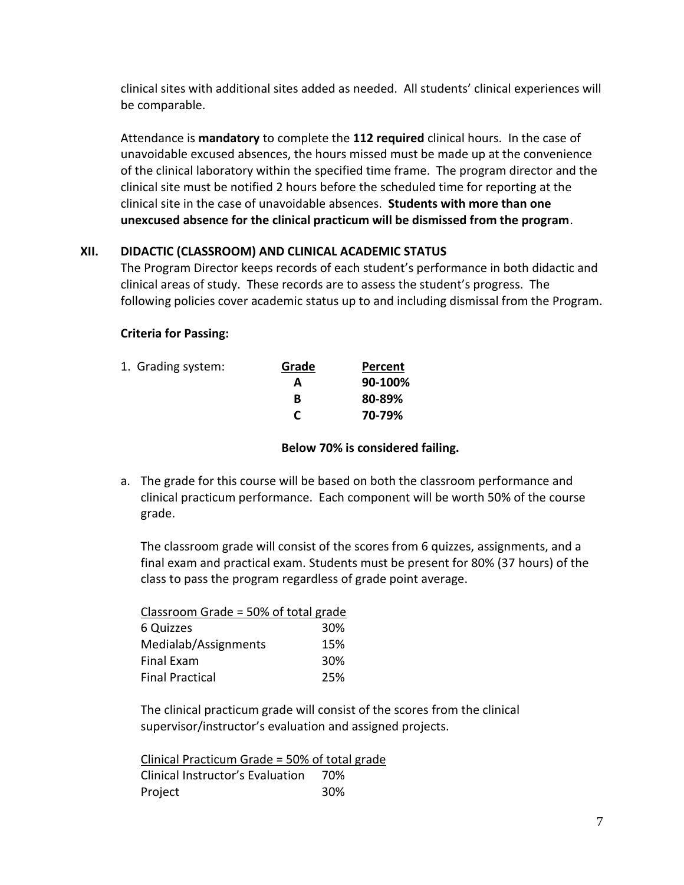clinical sites with additional sites added as needed. All students' clinical experiences will be comparable.

Attendance is **mandatory** to complete the **112 required** clinical hours. In the case of unavoidable excused absences, the hours missed must be made up at the convenience of the clinical laboratory within the specified time frame. The program director and the clinical site must be notified 2 hours before the scheduled time for reporting at the clinical site in the case of unavoidable absences. **Students with more than one unexcused absence for the clinical practicum will be dismissed from the program**.

## XII. DIDACTIC (CLASSROOM) AND CLINICAL ACADEMIC STATUS

The Program Director keeps records of each student's performance in both didactic and clinical areas of study. These records are to assess the student's progress. The following policies cover academic status up to and including dismissal from the Program.

**Criteria for Passing:**

1. Grading system:

| Grade | Percent |
|---|---|
| **A** | **90-100%** |
| **B** | **80-89%** |
| **C** | **70-79%** |

**Below 70% is considered failing.**

a. The grade for this course will be based on both the classroom performance and clinical practicum performance. Each component will be worth 50% of the course grade.

The classroom grade will consist of the scores from 6 quizzes, assignments, and a final exam and practical exam. Students must be present for 80% (37 hours) of the class to pass the program regardless of grade point average.

| Classroom Grade = 50% of total grade | |
|---|---|
| 6 Quizzes | 30% |
| Medialab/Assignments | 15% |
| Final Exam | 30% |
| Final Practical | 25% |

The clinical practicum grade will consist of the scores from the clinical supervisor/instructor's evaluation and assigned projects.

| Clinical Practicum Grade = 50% of total grade | |
|---|---|
| Clinical Instructor's Evaluation | 70% |
| Project | 30% |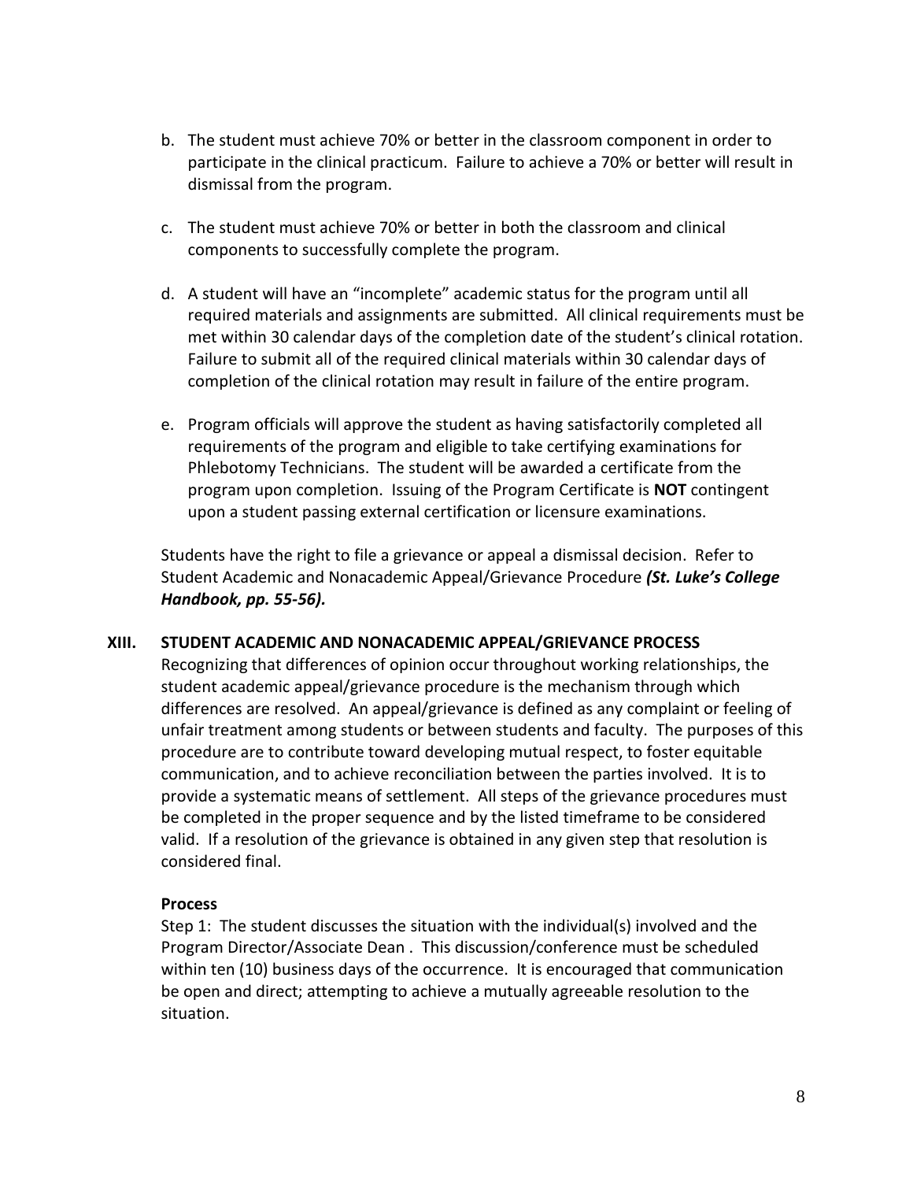b. The student must achieve 70% or better in the classroom component in order to participate in the clinical practicum. Failure to achieve a 70% or better will result in dismissal from the program.

c. The student must achieve 70% or better in both the classroom and clinical components to successfully complete the program.

d. A student will have an "incomplete" academic status for the program until all required materials and assignments are submitted. All clinical requirements must be met within 30 calendar days of the completion date of the student's clinical rotation. Failure to submit all of the required clinical materials within 30 calendar days of completion of the clinical rotation may result in failure of the entire program.

e. Program officials will approve the student as having satisfactorily completed all requirements of the program and eligible to take certifying examinations for Phlebotomy Technicians. The student will be awarded a certificate from the program upon completion. Issuing of the Program Certificate is **NOT** contingent upon a student passing external certification or licensure examinations.

Students have the right to file a grievance or appeal a dismissal decision. Refer to Student Academic and Nonacademic Appeal/Grievance Procedure ***(St. Luke's College Handbook, pp. 55-56).***

## XIII. STUDENT ACADEMIC AND NONACADEMIC APPEAL/GRIEVANCE PROCESS

Recognizing that differences of opinion occur throughout working relationships, the student academic appeal/grievance procedure is the mechanism through which differences are resolved. An appeal/grievance is defined as any complaint or feeling of unfair treatment among students or between students and faculty. The purposes of this procedure are to contribute toward developing mutual respect, to foster equitable communication, and to achieve reconciliation between the parties involved. It is to provide a systematic means of settlement. All steps of the grievance procedures must be completed in the proper sequence and by the listed timeframe to be considered valid. If a resolution of the grievance is obtained in any given step that resolution is considered final.

### Process

Step 1: The student discusses the situation with the individual(s) involved and the Program Director/Associate Dean . This discussion/conference must be scheduled within ten (10) business days of the occurrence. It is encouraged that communication be open and direct; attempting to achieve a mutually agreeable resolution to the situation.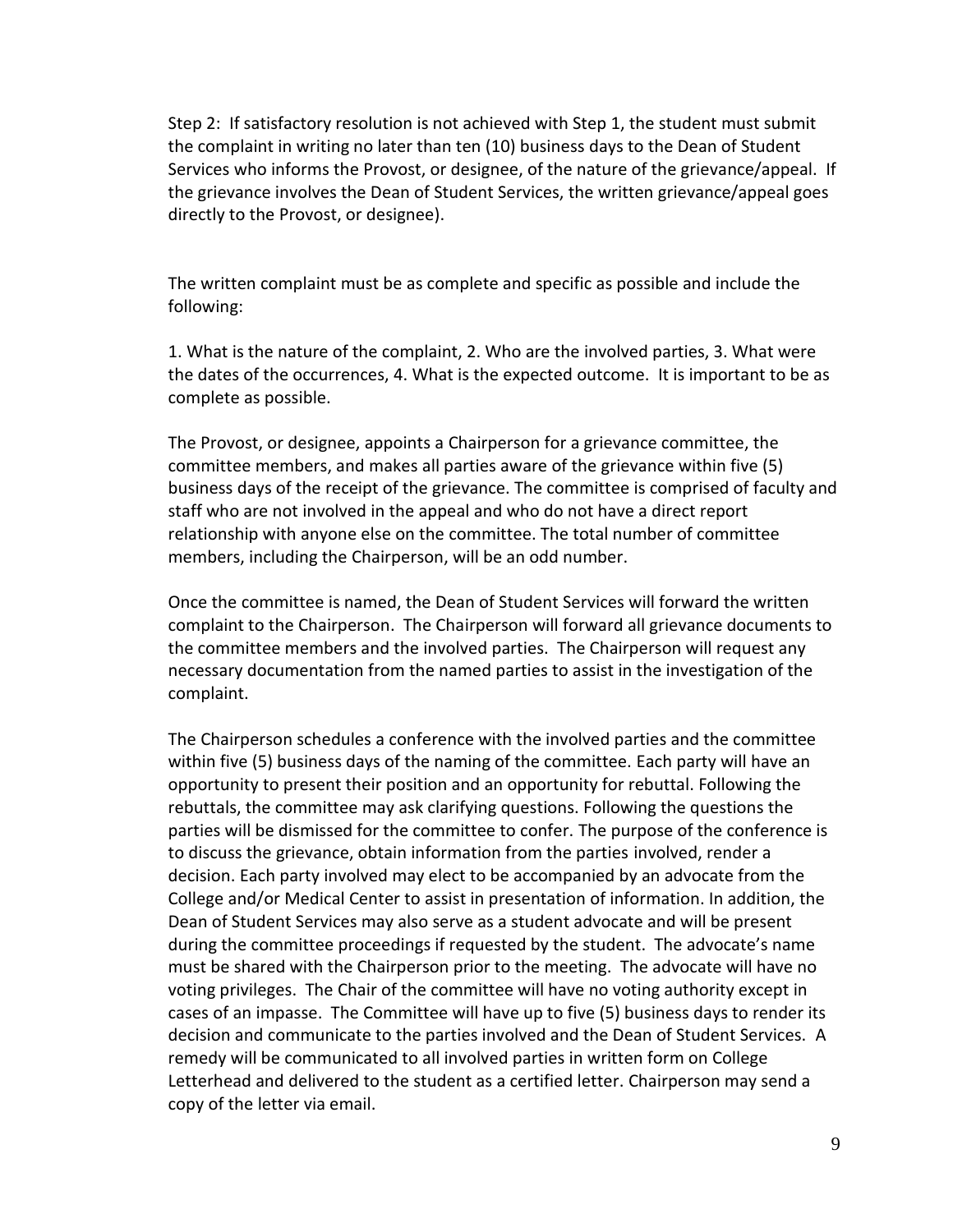Step 2: If satisfactory resolution is not achieved with Step 1, the student must submit the complaint in writing no later than ten (10) business days to the Dean of Student Services who informs the Provost, or designee, of the nature of the grievance/appeal. If the grievance involves the Dean of Student Services, the written grievance/appeal goes directly to the Provost, or designee).

The written complaint must be as complete and specific as possible and include the following:

1. What is the nature of the complaint, 2. Who are the involved parties, 3. What were the dates of the occurrences, 4. What is the expected outcome. It is important to be as complete as possible.

The Provost, or designee, appoints a Chairperson for a grievance committee, the committee members, and makes all parties aware of the grievance within five (5) business days of the receipt of the grievance. The committee is comprised of faculty and staff who are not involved in the appeal and who do not have a direct report relationship with anyone else on the committee. The total number of committee members, including the Chairperson, will be an odd number.

Once the committee is named, the Dean of Student Services will forward the written complaint to the Chairperson. The Chairperson will forward all grievance documents to the committee members and the involved parties. The Chairperson will request any necessary documentation from the named parties to assist in the investigation of the complaint.

The Chairperson schedules a conference with the involved parties and the committee within five (5) business days of the naming of the committee. Each party will have an opportunity to present their position and an opportunity for rebuttal. Following the rebuttals, the committee may ask clarifying questions. Following the questions the parties will be dismissed for the committee to confer. The purpose of the conference is to discuss the grievance, obtain information from the parties involved, render a decision. Each party involved may elect to be accompanied by an advocate from the College and/or Medical Center to assist in presentation of information. In addition, the Dean of Student Services may also serve as a student advocate and will be present during the committee proceedings if requested by the student. The advocate's name must be shared with the Chairperson prior to the meeting. The advocate will have no voting privileges. The Chair of the committee will have no voting authority except in cases of an impasse. The Committee will have up to five (5) business days to render its decision and communicate to the parties involved and the Dean of Student Services. A remedy will be communicated to all involved parties in written form on College Letterhead and delivered to the student as a certified letter. Chairperson may send a copy of the letter via email.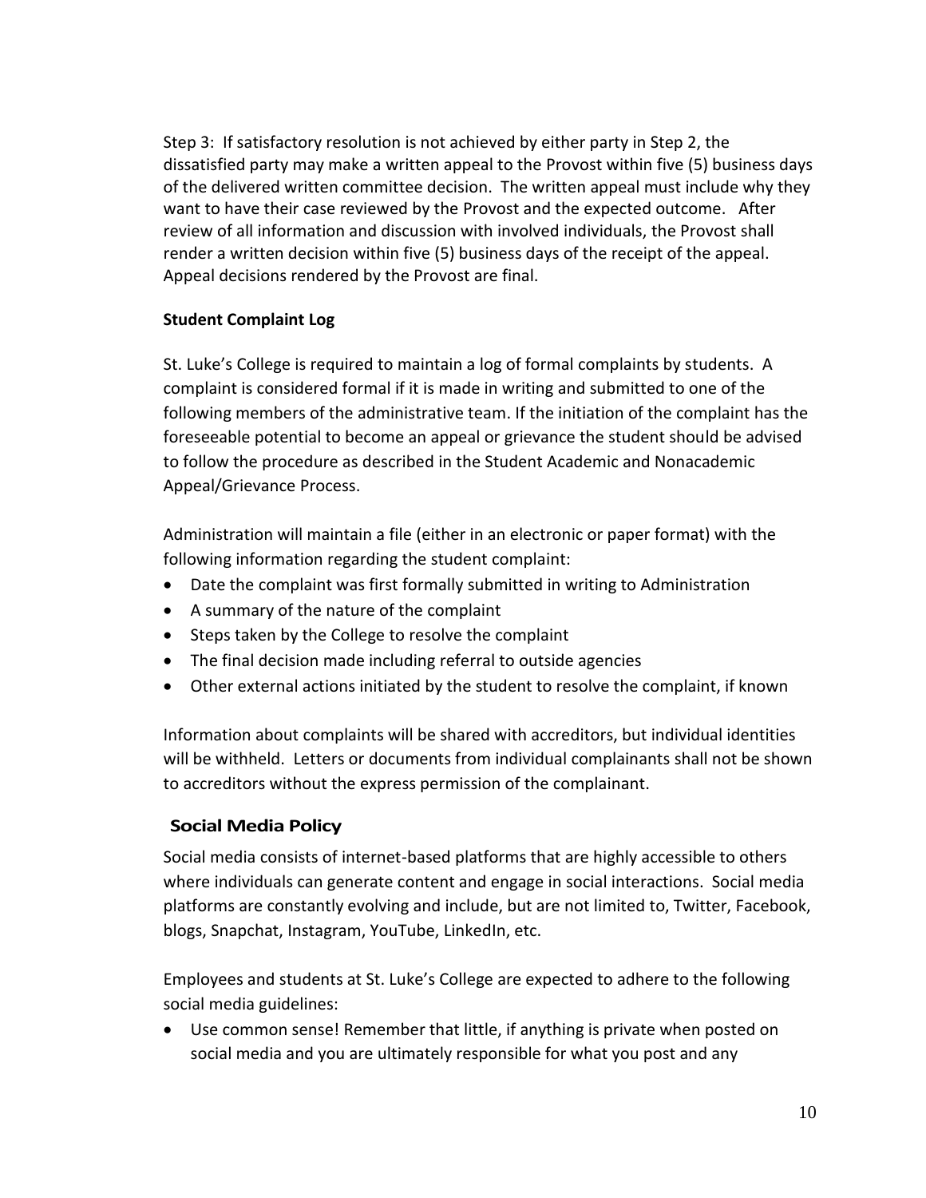Step 3: If satisfactory resolution is not achieved by either party in Step 2, the dissatisfied party may make a written appeal to the Provost within five (5) business days of the delivered written committee decision. The written appeal must include why they want to have their case reviewed by the Provost and the expected outcome. After review of all information and discussion with involved individuals, the Provost shall render a written decision within five (5) business days of the receipt of the appeal. Appeal decisions rendered by the Provost are final.

**Student Complaint Log**

St. Luke's College is required to maintain a log of formal complaints by students. A complaint is considered formal if it is made in writing and submitted to one of the following members of the administrative team. If the initiation of the complaint has the foreseeable potential to become an appeal or grievance the student should be advised to follow the procedure as described in the Student Academic and Nonacademic Appeal/Grievance Process.

Administration will maintain a file (either in an electronic or paper format) with the following information regarding the student complaint:

- Date the complaint was first formally submitted in writing to Administration
- A summary of the nature of the complaint
- Steps taken by the College to resolve the complaint
- The final decision made including referral to outside agencies
- Other external actions initiated by the student to resolve the complaint, if known

Information about complaints will be shared with accreditors, but individual identities will be withheld. Letters or documents from individual complainants shall not be shown to accreditors without the express permission of the complainant.

## Social Media Policy

Social media consists of internet-based platforms that are highly accessible to others where individuals can generate content and engage in social interactions. Social media platforms are constantly evolving and include, but are not limited to, Twitter, Facebook, blogs, Snapchat, Instagram, YouTube, LinkedIn, etc.

Employees and students at St. Luke's College are expected to adhere to the following social media guidelines:

- Use common sense! Remember that little, if anything is private when posted on social media and you are ultimately responsible for what you post and any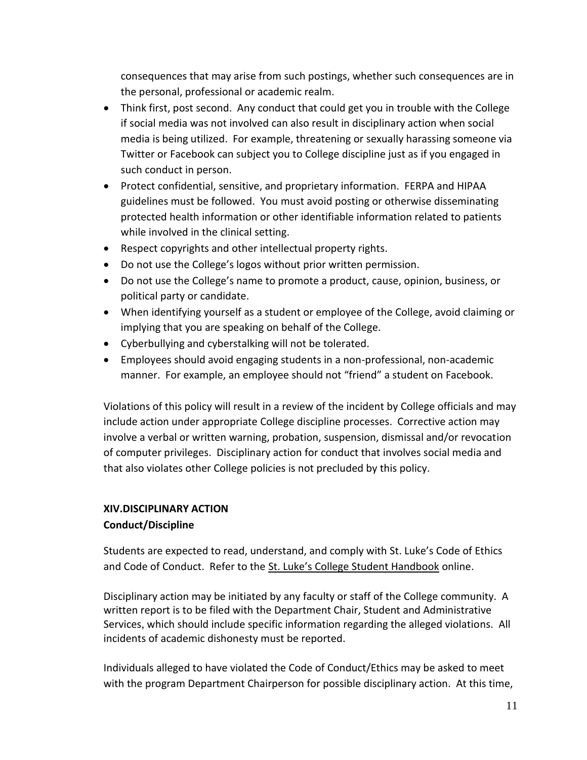consequences that may arise from such postings, whether such consequences are in the personal, professional or academic realm.

- Think first, post second. Any conduct that could get you in trouble with the College if social media was not involved can also result in disciplinary action when social media is being utilized. For example, threatening or sexually harassing someone via Twitter or Facebook can subject you to College discipline just as if you engaged in such conduct in person.
- Protect confidential, sensitive, and proprietary information. FERPA and HIPAA guidelines must be followed. You must avoid posting or otherwise disseminating protected health information or other identifiable information related to patients while involved in the clinical setting.
- Respect copyrights and other intellectual property rights.
- Do not use the College's logos without prior written permission.
- Do not use the College's name to promote a product, cause, opinion, business, or political party or candidate.
- When identifying yourself as a student or employee of the College, avoid claiming or implying that you are speaking on behalf of the College.
- Cyberbullying and cyberstalking will not be tolerated.
- Employees should avoid engaging students in a non-professional, non-academic manner. For example, an employee should not "friend" a student on Facebook.

Violations of this policy will result in a review of the incident by College officials and may include action under appropriate College discipline processes. Corrective action may involve a verbal or written warning, probation, suspension, dismissal and/or revocation of computer privileges. Disciplinary action for conduct that involves social media and that also violates other College policies is not precluded by this policy.

## XIV. DISCIPLINARY ACTION

### Conduct/Discipline

Students are expected to read, understand, and comply with St. Luke's Code of Ethics and Code of Conduct. Refer to the St. Luke's College Student Handbook online.

Disciplinary action may be initiated by any faculty or staff of the College community. A written report is to be filed with the Department Chair, Student and Administrative Services, which should include specific information regarding the alleged violations. All incidents of academic dishonesty must be reported.

Individuals alleged to have violated the Code of Conduct/Ethics may be asked to meet with the program Department Chairperson for possible disciplinary action. At this time,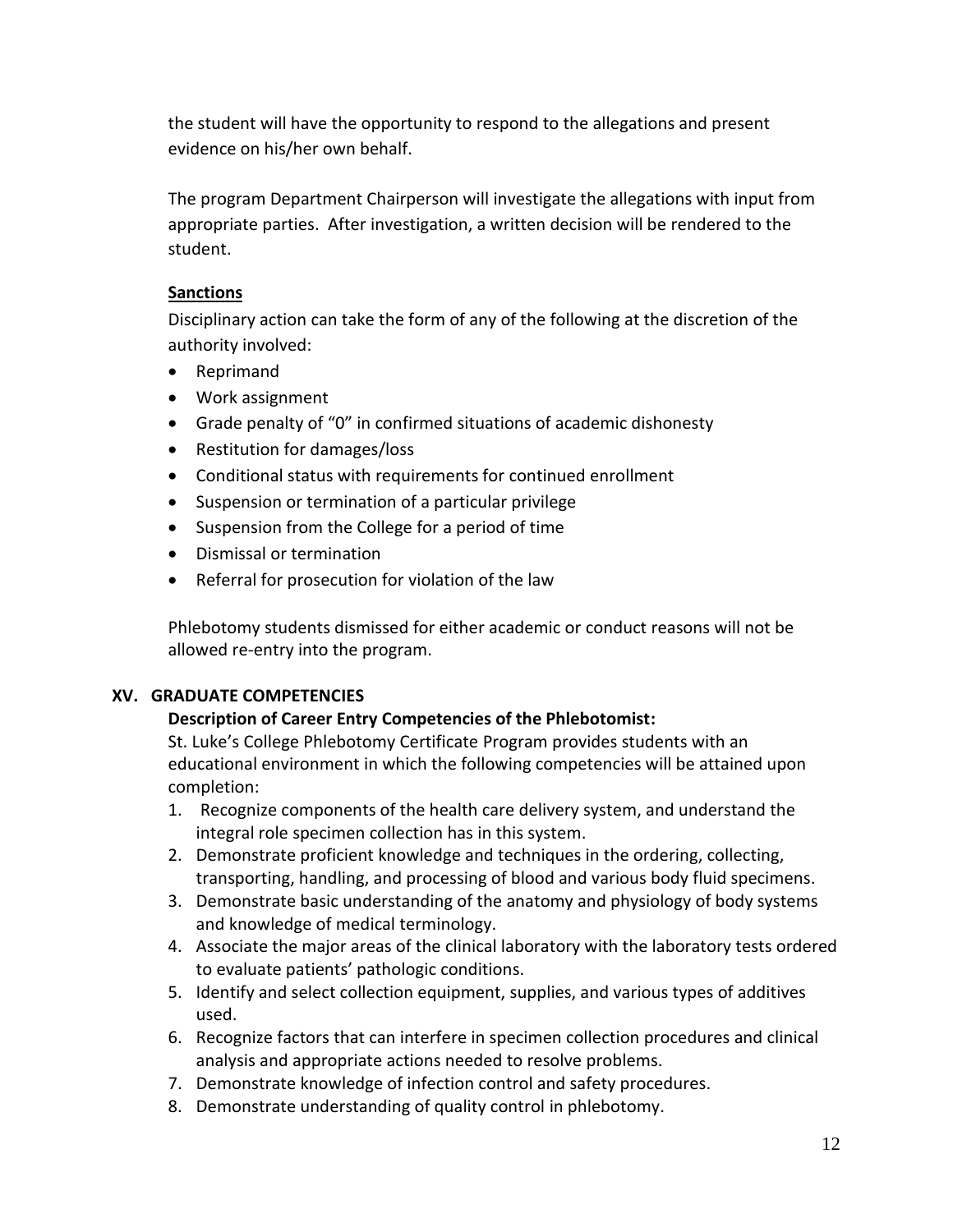the student will have the opportunity to respond to the allegations and present evidence on his/her own behalf.

The program Department Chairperson will investigate the allegations with input from appropriate parties. After investigation, a written decision will be rendered to the student.

**Sanctions**

Disciplinary action can take the form of any of the following at the discretion of the authority involved:

- Reprimand
- Work assignment
- Grade penalty of "0" in confirmed situations of academic dishonesty
- Restitution for damages/loss
- Conditional status with requirements for continued enrollment
- Suspension or termination of a particular privilege
- Suspension from the College for a period of time
- Dismissal or termination
- Referral for prosecution for violation of the law

Phlebotomy students dismissed for either academic or conduct reasons will not be allowed re-entry into the program.

## XV. GRADUATE COMPETENCIES

**Description of Career Entry Competencies of the Phlebotomist:**

St. Luke's College Phlebotomy Certificate Program provides students with an educational environment in which the following competencies will be attained upon completion:

1. Recognize components of the health care delivery system, and understand the integral role specimen collection has in this system.
2. Demonstrate proficient knowledge and techniques in the ordering, collecting, transporting, handling, and processing of blood and various body fluid specimens.
3. Demonstrate basic understanding of the anatomy and physiology of body systems and knowledge of medical terminology.
4. Associate the major areas of the clinical laboratory with the laboratory tests ordered to evaluate patients' pathologic conditions.
5. Identify and select collection equipment, supplies, and various types of additives used.
6. Recognize factors that can interfere in specimen collection procedures and clinical analysis and appropriate actions needed to resolve problems.
7. Demonstrate knowledge of infection control and safety procedures.
8. Demonstrate understanding of quality control in phlebotomy.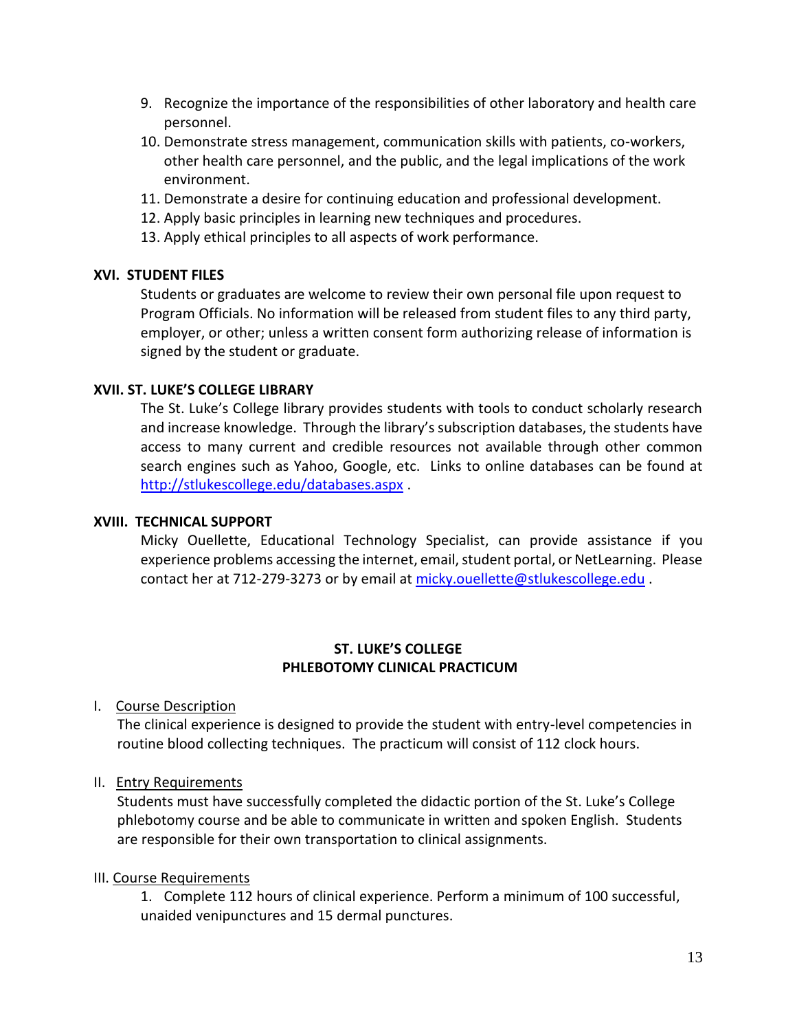9. Recognize the importance of the responsibilities of other laboratory and health care personnel.
10. Demonstrate stress management, communication skills with patients, co-workers, other health care personnel, and the public, and the legal implications of the work environment.
11. Demonstrate a desire for continuing education and professional development.
12. Apply basic principles in learning new techniques and procedures.
13. Apply ethical principles to all aspects of work performance.

### XVI. STUDENT FILES

Students or graduates are welcome to review their own personal file upon request to Program Officials. No information will be released from student files to any third party, employer, or other; unless a written consent form authorizing release of information is signed by the student or graduate.

### XVII. ST. LUKE'S COLLEGE LIBRARY

The St. Luke's College library provides students with tools to conduct scholarly research and increase knowledge. Through the library's subscription databases, the students have access to many current and credible resources not available through other common search engines such as Yahoo, Google, etc. Links to online databases can be found at [http://stlukescollege.edu/databases.aspx](http://stlukescollege.edu/databases.aspx) .

### XVIII. TECHNICAL SUPPORT

Micky Ouellette, Educational Technology Specialist, can provide assistance if you experience problems accessing the internet, email, student portal, or NetLearning. Please contact her at 712-279-3273 or by email at [micky.ouellette@stlukescollege.edu](mailto:micky.ouellette@stlukescollege.edu) .

## ST. LUKE'S COLLEGE
## PHLEBOTOMY CLINICAL PRACTICUM

I. <u>Course Description</u>

The clinical experience is designed to provide the student with entry-level competencies in routine blood collecting techniques. The practicum will consist of 112 clock hours.

II. <u>Entry Requirements</u>

Students must have successfully completed the didactic portion of the St. Luke's College phlebotomy course and be able to communicate in written and spoken English. Students are responsible for their own transportation to clinical assignments.

III. <u>Course Requirements</u>

1. Complete 112 hours of clinical experience. Perform a minimum of 100 successful, unaided venipunctures and 15 dermal punctures.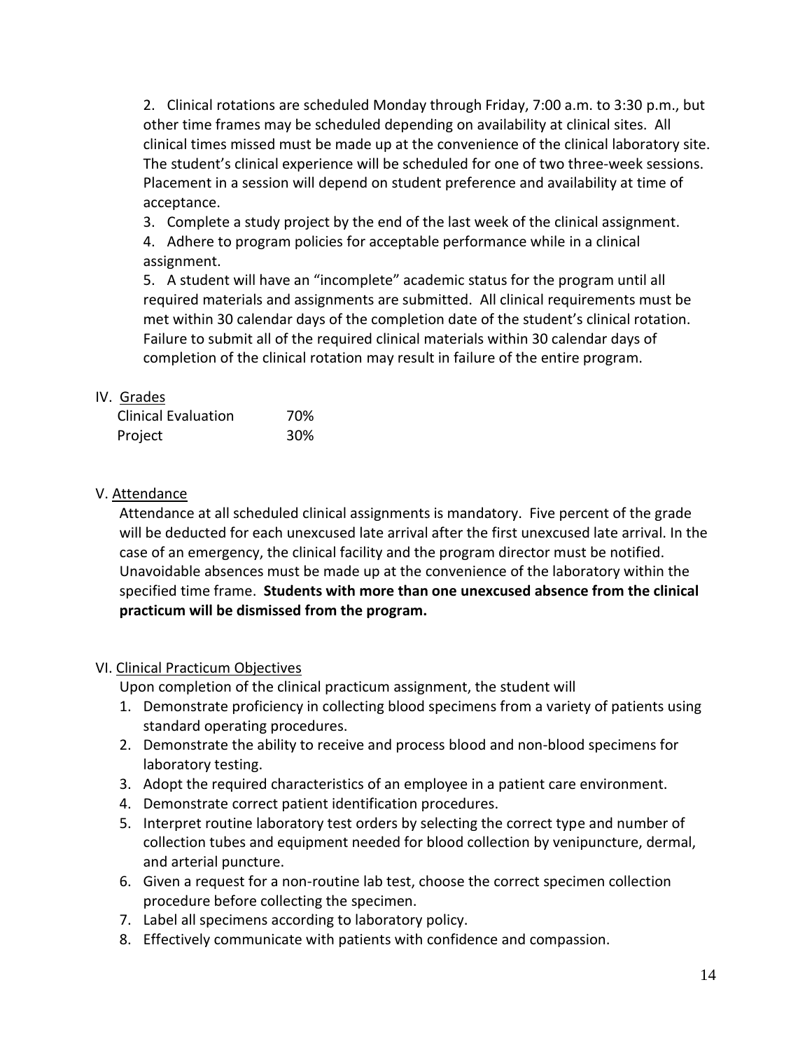2. Clinical rotations are scheduled Monday through Friday, 7:00 a.m. to 3:30 p.m., but other time frames may be scheduled depending on availability at clinical sites. All clinical times missed must be made up at the convenience of the clinical laboratory site. The student's clinical experience will be scheduled for one of two three-week sessions. Placement in a session will depend on student preference and availability at time of acceptance.
3. Complete a study project by the end of the last week of the clinical assignment.
4. Adhere to program policies for acceptable performance while in a clinical assignment.
5. A student will have an "incomplete" academic status for the program until all required materials and assignments are submitted. All clinical requirements must be met within 30 calendar days of the completion date of the student's clinical rotation. Failure to submit all of the required clinical materials within 30 calendar days of completion of the clinical rotation may result in failure of the entire program.

## IV. Grades

| | |
|---|---|
| Clinical Evaluation | 70% |
| Project | 30% |

## V. Attendance

Attendance at all scheduled clinical assignments is mandatory. Five percent of the grade will be deducted for each unexcused late arrival after the first unexcused late arrival. In the case of an emergency, the clinical facility and the program director must be notified. Unavoidable absences must be made up at the convenience of the laboratory within the specified time frame. **Students with more than one unexcused absence from the clinical practicum will be dismissed from the program.**

## VI. Clinical Practicum Objectives

Upon completion of the clinical practicum assignment, the student will

1. Demonstrate proficiency in collecting blood specimens from a variety of patients using standard operating procedures.
2. Demonstrate the ability to receive and process blood and non-blood specimens for laboratory testing.
3. Adopt the required characteristics of an employee in a patient care environment.
4. Demonstrate correct patient identification procedures.
5. Interpret routine laboratory test orders by selecting the correct type and number of collection tubes and equipment needed for blood collection by venipuncture, dermal, and arterial puncture.
6. Given a request for a non-routine lab test, choose the correct specimen collection procedure before collecting the specimen.
7. Label all specimens according to laboratory policy.
8. Effectively communicate with patients with confidence and compassion.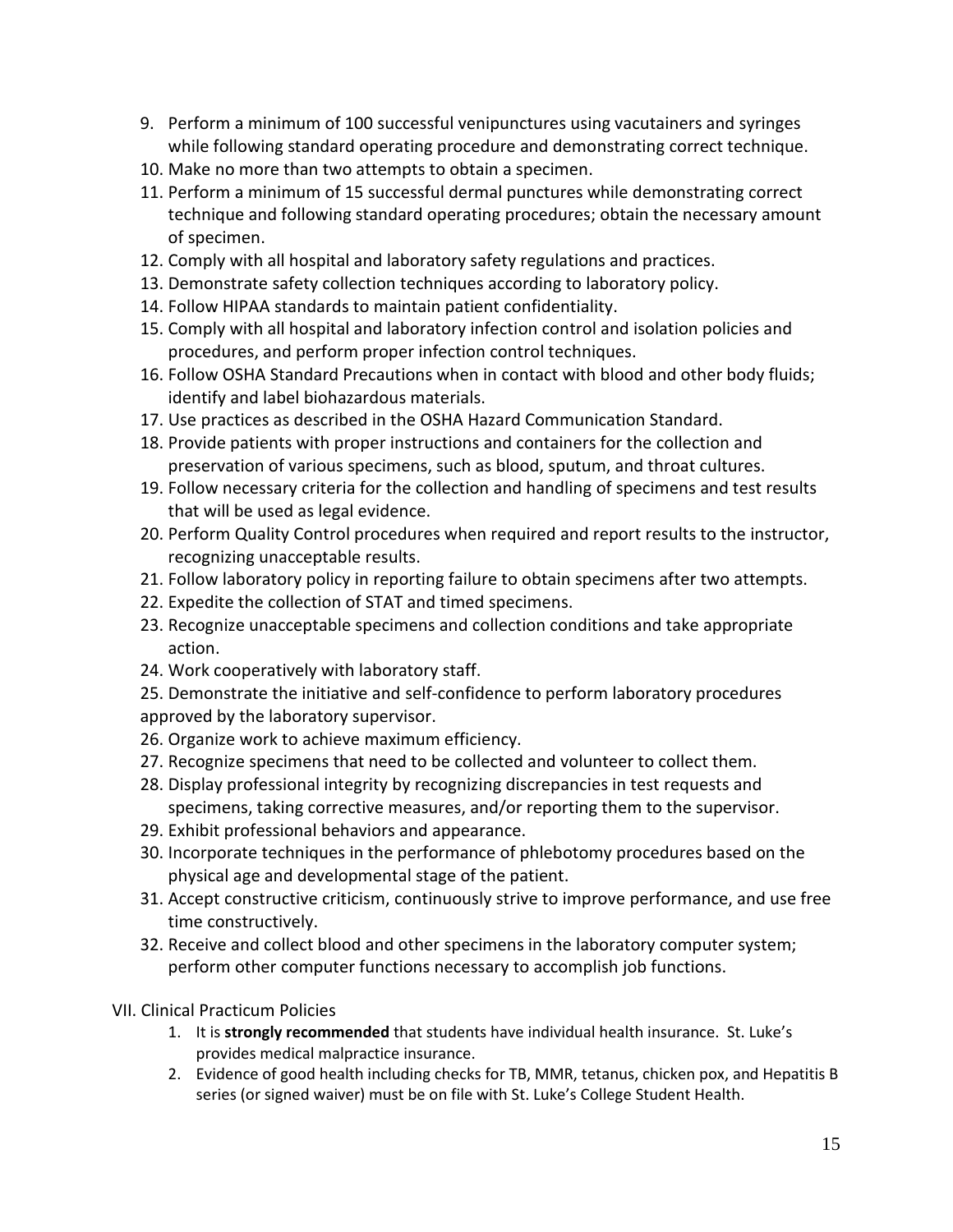9. Perform a minimum of 100 successful venipunctures using vacutainers and syringes while following standard operating procedure and demonstrating correct technique.
10. Make no more than two attempts to obtain a specimen.
11. Perform a minimum of 15 successful dermal punctures while demonstrating correct technique and following standard operating procedures; obtain the necessary amount of specimen.
12. Comply with all hospital and laboratory safety regulations and practices.
13. Demonstrate safety collection techniques according to laboratory policy.
14. Follow HIPAA standards to maintain patient confidentiality.
15. Comply with all hospital and laboratory infection control and isolation policies and procedures, and perform proper infection control techniques.
16. Follow OSHA Standard Precautions when in contact with blood and other body fluids; identify and label biohazardous materials.
17. Use practices as described in the OSHA Hazard Communication Standard.
18. Provide patients with proper instructions and containers for the collection and preservation of various specimens, such as blood, sputum, and throat cultures.
19. Follow necessary criteria for the collection and handling of specimens and test results that will be used as legal evidence.
20. Perform Quality Control procedures when required and report results to the instructor, recognizing unacceptable results.
21. Follow laboratory policy in reporting failure to obtain specimens after two attempts.
22. Expedite the collection of STAT and timed specimens.
23. Recognize unacceptable specimens and collection conditions and take appropriate action.
24. Work cooperatively with laboratory staff.
25. Demonstrate the initiative and self-confidence to perform laboratory procedures approved by the laboratory supervisor.
26. Organize work to achieve maximum efficiency.
27. Recognize specimens that need to be collected and volunteer to collect them.
28. Display professional integrity by recognizing discrepancies in test requests and specimens, taking corrective measures, and/or reporting them to the supervisor.
29. Exhibit professional behaviors and appearance.
30. Incorporate techniques in the performance of phlebotomy procedures based on the physical age and developmental stage of the patient.
31. Accept constructive criticism, continuously strive to improve performance, and use free time constructively.
32. Receive and collect blood and other specimens in the laboratory computer system; perform other computer functions necessary to accomplish job functions.

VII. Clinical Practicum Policies

1. It is **strongly recommended** that students have individual health insurance. St. Luke's provides medical malpractice insurance.
2. Evidence of good health including checks for TB, MMR, tetanus, chicken pox, and Hepatitis B series (or signed waiver) must be on file with St. Luke's College Student Health.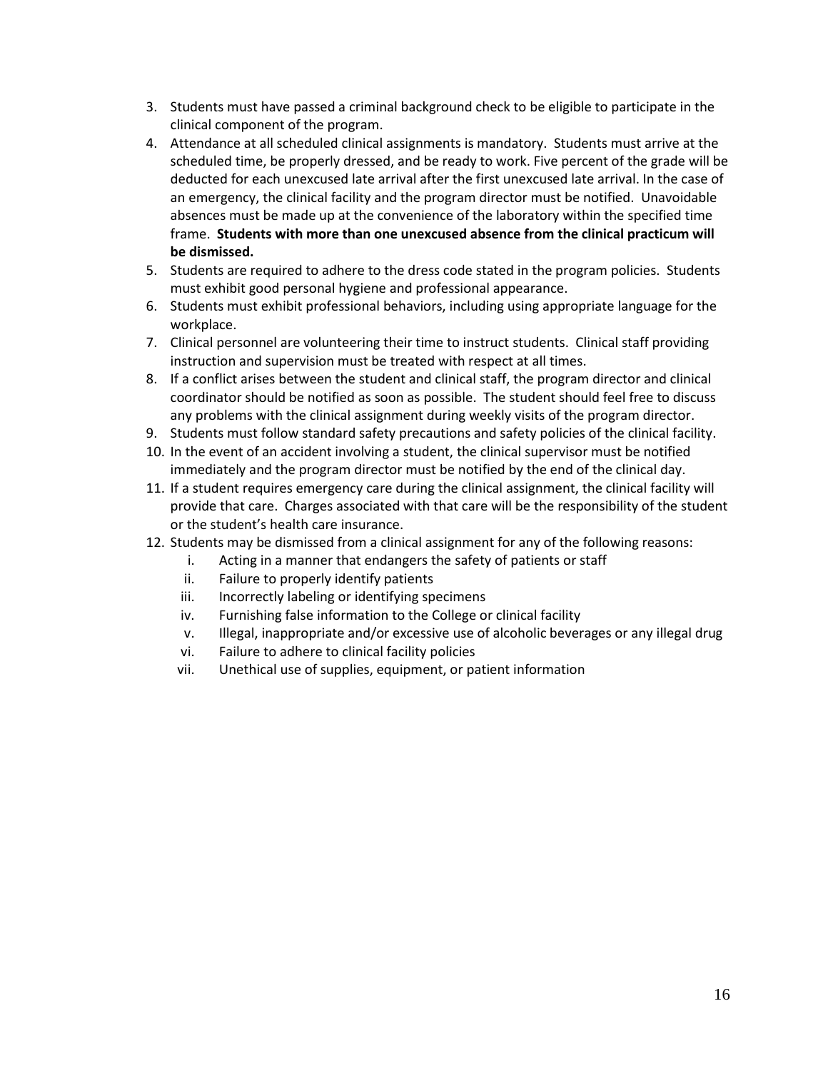3. Students must have passed a criminal background check to be eligible to participate in the clinical component of the program.
4. Attendance at all scheduled clinical assignments is mandatory. Students must arrive at the scheduled time, be properly dressed, and be ready to work. Five percent of the grade will be deducted for each unexcused late arrival after the first unexcused late arrival. In the case of an emergency, the clinical facility and the program director must be notified. Unavoidable absences must be made up at the convenience of the laboratory within the specified time frame. **Students with more than one unexcused absence from the clinical practicum will be dismissed.**
5. Students are required to adhere to the dress code stated in the program policies. Students must exhibit good personal hygiene and professional appearance.
6. Students must exhibit professional behaviors, including using appropriate language for the workplace.
7. Clinical personnel are volunteering their time to instruct students. Clinical staff providing instruction and supervision must be treated with respect at all times.
8. If a conflict arises between the student and clinical staff, the program director and clinical coordinator should be notified as soon as possible. The student should feel free to discuss any problems with the clinical assignment during weekly visits of the program director.
9. Students must follow standard safety precautions and safety policies of the clinical facility.
10. In the event of an accident involving a student, the clinical supervisor must be notified immediately and the program director must be notified by the end of the clinical day.
11. If a student requires emergency care during the clinical assignment, the clinical facility will provide that care. Charges associated with that care will be the responsibility of the student or the student's health care insurance.
12. Students may be dismissed from a clinical assignment for any of the following reasons:
    i. Acting in a manner that endangers the safety of patients or staff
    ii. Failure to properly identify patients
    iii. Incorrectly labeling or identifying specimens
    iv. Furnishing false information to the College or clinical facility
    v. Illegal, inappropriate and/or excessive use of alcoholic beverages or any illegal drug
    vi. Failure to adhere to clinical facility policies
    vii. Unethical use of supplies, equipment, or patient information